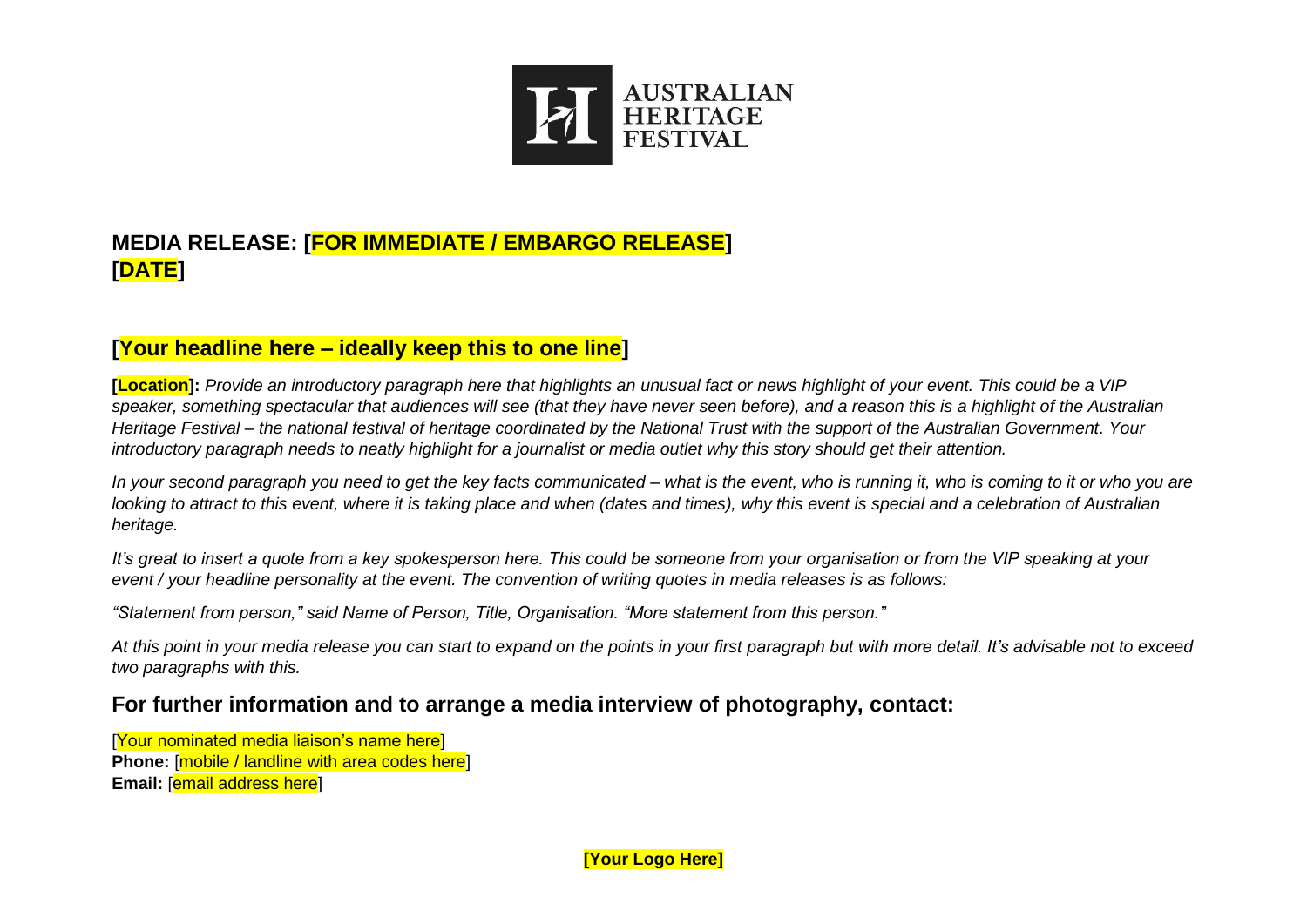AUSTRALIAN HERITAGE FESTIVAL

## MEDIA RELEASE: [FOR IMMEDIATE / EMBARGO RELEASE]
## [DATE]

## [Your headline here – ideally keep this to one line]

**[Location]:** *Provide an introductory paragraph here that highlights an unusual fact or news highlight of your event. This could be a VIP speaker, something spectacular that audiences will see (that they have never seen before), and a reason this is a highlight of the Australian Heritage Festival – the national festival of heritage coordinated by the National Trust with the support of the Australian Government. Your introductory paragraph needs to neatly highlight for a journalist or media outlet why this story should get their attention.*

*In your second paragraph you need to get the key facts communicated – what is the event, who is running it, who is coming to it or who you are looking to attract to this event, where it is taking place and when (dates and times), why this event is special and a celebration of Australian heritage.*

*It's great to insert a quote from a key spokesperson here. This could be someone from your organisation or from the VIP speaking at your event / your headline personality at the event. The convention of writing quotes in media releases is as follows:*

*"Statement from person," said Name of Person, Title, Organisation. "More statement from this person."*

*At this point in your media release you can start to expand on the points in your first paragraph but with more detail. It's advisable not to exceed two paragraphs with this.*

### For further information and to arrange a media interview of photography, contact:

[Your nominated media liaison's name here]
**Phone:** [mobile / landline with area codes here]
**Email:** [email address here]

**[Your Logo Here]**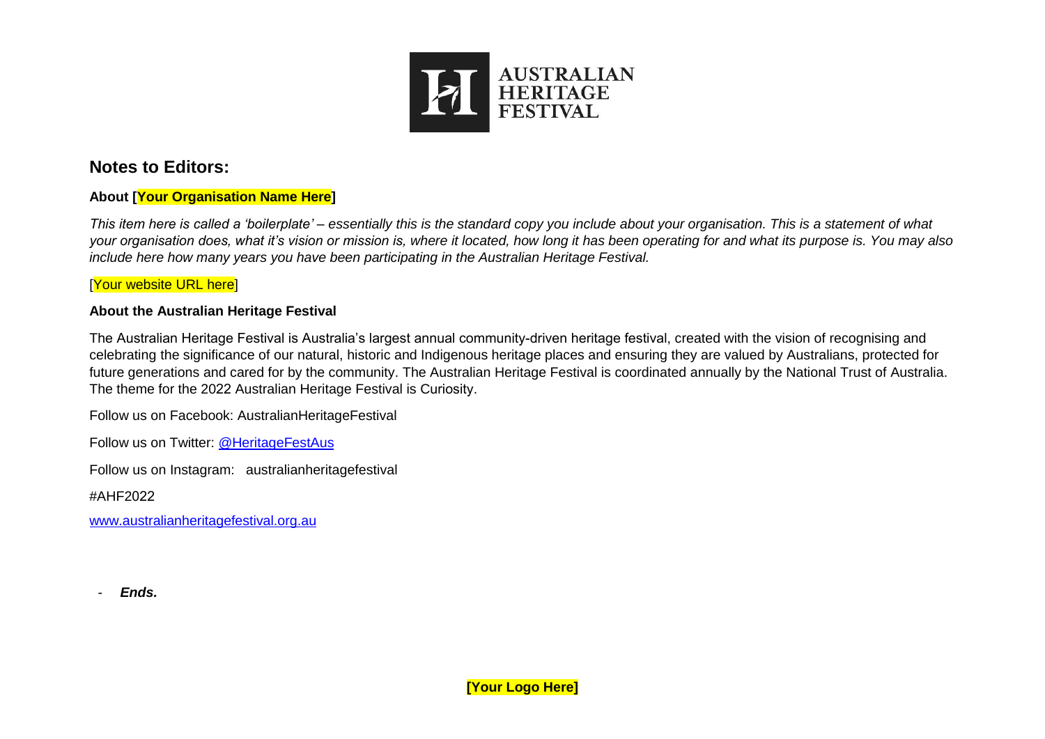AUSTRALIAN HERITAGE FESTIVAL

## Notes to Editors:

**About [Your Organisation Name Here]**

*This item here is called a 'boilerplate' – essentially this is the standard copy you include about your organisation. This is a statement of what your organisation does, what it's vision or mission is, where it located, how long it has been operating for and what its purpose is. You may also include here how many years you have been participating in the Australian Heritage Festival.*

[Your website URL here]

**About the Australian Heritage Festival**

The Australian Heritage Festival is Australia's largest annual community-driven heritage festival, created with the vision of recognising and celebrating the significance of our natural, historic and Indigenous heritage places and ensuring they are valued by Australians, protected for future generations and cared for by the community. The Australian Heritage Festival is coordinated annually by the National Trust of Australia. The theme for the 2022 Australian Heritage Festival is Curiosity.

Follow us on Facebook: AustralianHeritageFestival

Follow us on Twitter: @HeritageFestAus

Follow us on Instagram: australianheritagefestival

#AHF2022

www.australianheritagefestival.org.au

- ***Ends.***

**[Your Logo Here]**